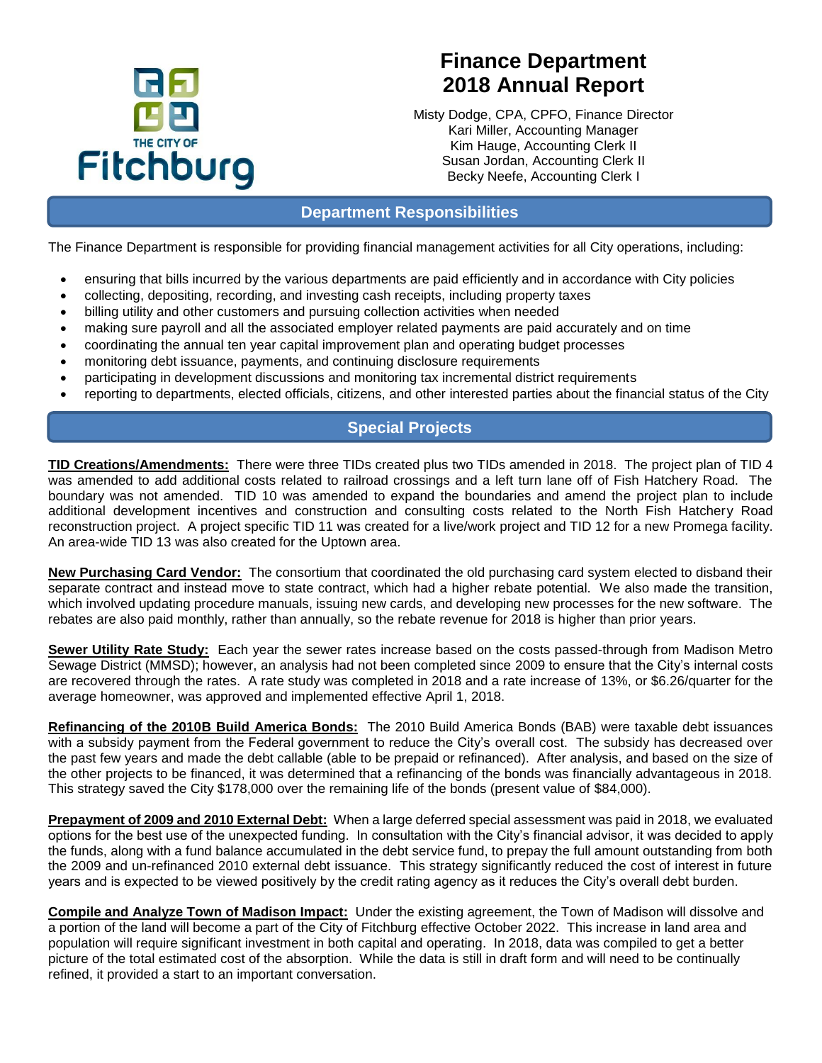THE CITY OF Fitchburg

# Finance Department 2018 Annual Report

Misty Dodge, CPA, CPFO, Finance Director
Kari Miller, Accounting Manager
Kim Hauge, Accounting Clerk II
Susan Jordan, Accounting Clerk II
Becky Neefe, Accounting Clerk I

## Department Responsibilities

The Finance Department is responsible for providing financial management activities for all City operations, including:

- ensuring that bills incurred by the various departments are paid efficiently and in accordance with City policies
- collecting, depositing, recording, and investing cash receipts, including property taxes
- billing utility and other customers and pursuing collection activities when needed
- making sure payroll and all the associated employer related payments are paid accurately and on time
- coordinating the annual ten year capital improvement plan and operating budget processes
- monitoring debt issuance, payments, and continuing disclosure requirements
- participating in development discussions and monitoring tax incremental district requirements
- reporting to departments, elected officials, citizens, and other interested parties about the financial status of the City

## Special Projects

**TID Creations/Amendments:** There were three TIDs created plus two TIDs amended in 2018. The project plan of TID 4 was amended to add additional costs related to railroad crossings and a left turn lane off of Fish Hatchery Road. The boundary was not amended. TID 10 was amended to expand the boundaries and amend the project plan to include additional development incentives and construction and consulting costs related to the North Fish Hatchery Road reconstruction project. A project specific TID 11 was created for a live/work project and TID 12 for a new Promega facility. An area-wide TID 13 was also created for the Uptown area.

**New Purchasing Card Vendor:** The consortium that coordinated the old purchasing card system elected to disband their separate contract and instead move to state contract, which had a higher rebate potential. We also made the transition, which involved updating procedure manuals, issuing new cards, and developing new processes for the new software. The rebates are also paid monthly, rather than annually, so the rebate revenue for 2018 is higher than prior years.

**Sewer Utility Rate Study:** Each year the sewer rates increase based on the costs passed-through from Madison Metro Sewage District (MMSD); however, an analysis had not been completed since 2009 to ensure that the City's internal costs are recovered through the rates. A rate study was completed in 2018 and a rate increase of 13%, or $6.26/quarter for the average homeowner, was approved and implemented effective April 1, 2018.

**Refinancing of the 2010B Build America Bonds:** The 2010 Build America Bonds (BAB) were taxable debt issuances with a subsidy payment from the Federal government to reduce the City's overall cost. The subsidy has decreased over the past few years and made the debt callable (able to be prepaid or refinanced). After analysis, and based on the size of the other projects to be financed, it was determined that a refinancing of the bonds was financially advantageous in 2018. This strategy saved the City $178,000 over the remaining life of the bonds (present value of $84,000).

**Prepayment of 2009 and 2010 External Debt:** When a large deferred special assessment was paid in 2018, we evaluated options for the best use of the unexpected funding. In consultation with the City's financial advisor, it was decided to apply the funds, along with a fund balance accumulated in the debt service fund, to prepay the full amount outstanding from both the 2009 and un-refinanced 2010 external debt issuance. This strategy significantly reduced the cost of interest in future years and is expected to be viewed positively by the credit rating agency as it reduces the City's overall debt burden.

**Compile and Analyze Town of Madison Impact:** Under the existing agreement, the Town of Madison will dissolve and a portion of the land will become a part of the City of Fitchburg effective October 2022. This increase in land area and population will require significant investment in both capital and operating. In 2018, data was compiled to get a better picture of the total estimated cost of the absorption. While the data is still in draft form and will need to be continually refined, it provided a start to an important conversation.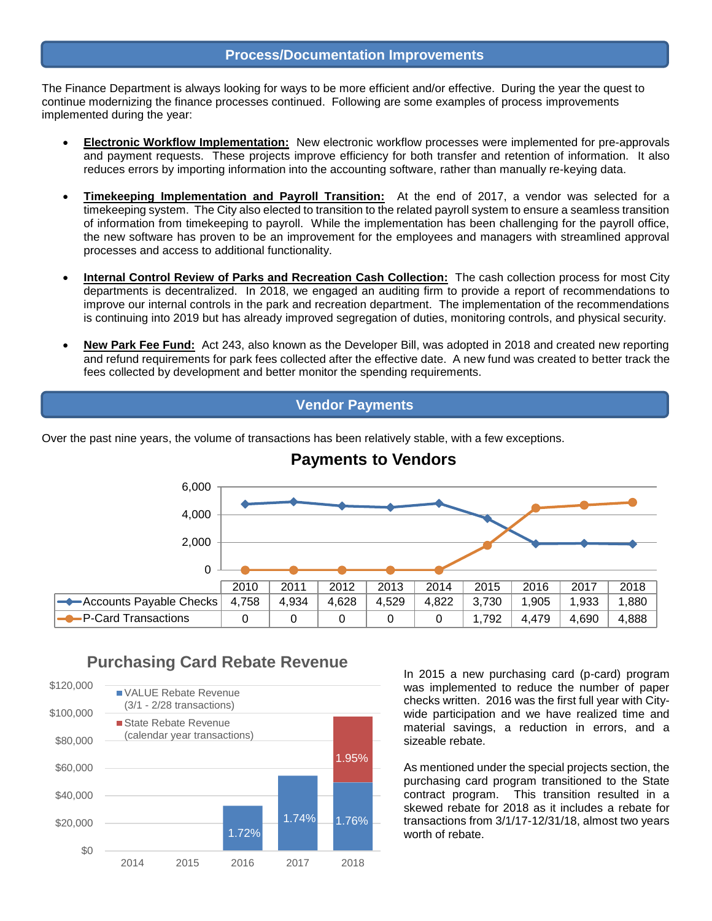## Process/Documentation Improvements

The Finance Department is always looking for ways to be more efficient and/or effective. During the year the quest to continue modernizing the finance processes continued. Following are some examples of process improvements implemented during the year:

- **Electronic Workflow Implementation:** New electronic workflow processes were implemented for pre-approvals and payment requests. These projects improve efficiency for both transfer and retention of information. It also reduces errors by importing information into the accounting software, rather than manually re-keying data.

- **Timekeeping Implementation and Payroll Transition:** At the end of 2017, a vendor was selected for a timekeeping system. The City also elected to transition to the related payroll system to ensure a seamless transition of information from timekeeping to payroll. While the implementation has been challenging for the payroll office, the new software has proven to be an improvement for the employees and managers with streamlined approval processes and access to additional functionality.

- **Internal Control Review of Parks and Recreation Cash Collection:** The cash collection process for most City departments is decentralized. In 2018, we engaged an auditing firm to provide a report of recommendations to improve our internal controls in the park and recreation department. The implementation of the recommendations is continuing into 2019 but has already improved segregation of duties, monitoring controls, and physical security.

- **New Park Fee Fund:** Act 243, also known as the Developer Bill, was adopted in 2018 and created new reporting and refund requirements for park fees collected after the effective date. A new fund was created to better track the fees collected by development and better monitor the spending requirements.

## Vendor Payments

Over the past nine years, the volume of transactions has been relatively stable, with a few exceptions.

**Payments to Vendors**

| | 2010 | 2011 | 2012 | 2013 | 2014 | 2015 | 2016 | 2017 | 2018 |
|---|---|---|---|---|---|---|---|---|---|
| Accounts Payable Checks | 4,758 | 4,934 | 4,628 | 4,529 | 4,822 | 3,730 | 1,905 | 1,933 | 1,880 |
| P-Card Transactions | 0 | 0 | 0 | 0 | 0 | 1,792 | 4,479 | 4,690 | 4,888 |

**Purchasing Card Rebate Revenue**

| | 2014 | 2015 | 2016 | 2017 | 2018 |
|---|---|---|---|---|---|
| VALUE Rebate Revenue (3/1 - 2/28 transactions) | | | 1.72% | 1.74% | 1.76% |
| State Rebate Revenue (calendar year transactions) | | | | | 1.95% |

In 2015 a new purchasing card (p-card) program was implemented to reduce the number of paper checks written. 2016 was the first full year with City-wide participation and we have realized time and material savings, a reduction in errors, and a sizeable rebate.

As mentioned under the special projects section, the purchasing card program transitioned to the State contract program. This transition resulted in a skewed rebate for 2018 as it includes a rebate for transactions from 3/1/17-12/31/18, almost two years worth of rebate.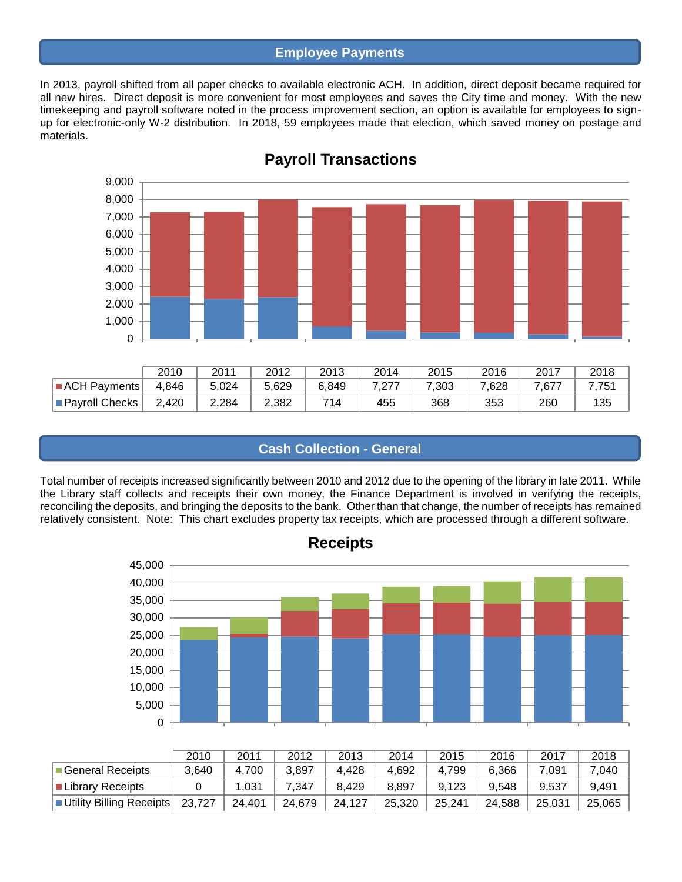## Employee Payments

In 2013, payroll shifted from all paper checks to available electronic ACH. In addition, direct deposit became required for all new hires. Direct deposit is more convenient for most employees and saves the City time and money. With the new timekeeping and payroll software noted in the process improvement section, an option is available for employees to sign-up for electronic-only W-2 distribution. In 2018, 59 employees made that election, which saved money on postage and materials.

### Payroll Transactions

| | 2010 | 2011 | 2012 | 2013 | 2014 | 2015 | 2016 | 2017 | 2018 |
|---|---|---|---|---|---|---|---|---|---|
| ACH Payments | 4,846 | 5,024 | 5,629 | 6,849 | 7,277 | 7,303 | 7,628 | 7,677 | 7,751 |
| Payroll Checks | 2,420 | 2,284 | 2,382 | 714 | 455 | 368 | 353 | 260 | 135 |

## Cash Collection - General

Total number of receipts increased significantly between 2010 and 2012 due to the opening of the library in late 2011. While the Library staff collects and receipts their own money, the Finance Department is involved in verifying the receipts, reconciling the deposits, and bringing the deposits to the bank. Other than that change, the number of receipts has remained relatively consistent. Note: This chart excludes property tax receipts, which are processed through a different software.

### Receipts

| | 2010 | 2011 | 2012 | 2013 | 2014 | 2015 | 2016 | 2017 | 2018 |
|---|---|---|---|---|---|---|---|---|---|
| General Receipts | 3,640 | 4,700 | 3,897 | 4,428 | 4,692 | 4,799 | 6,366 | 7,091 | 7,040 |
| Library Receipts | 0 | 1,031 | 7,347 | 8,429 | 8,897 | 9,123 | 9,548 | 9,537 | 9,491 |
| Utility Billing Receipts | 23,727 | 24,401 | 24,679 | 24,127 | 25,320 | 25,241 | 24,588 | 25,031 | 25,065 |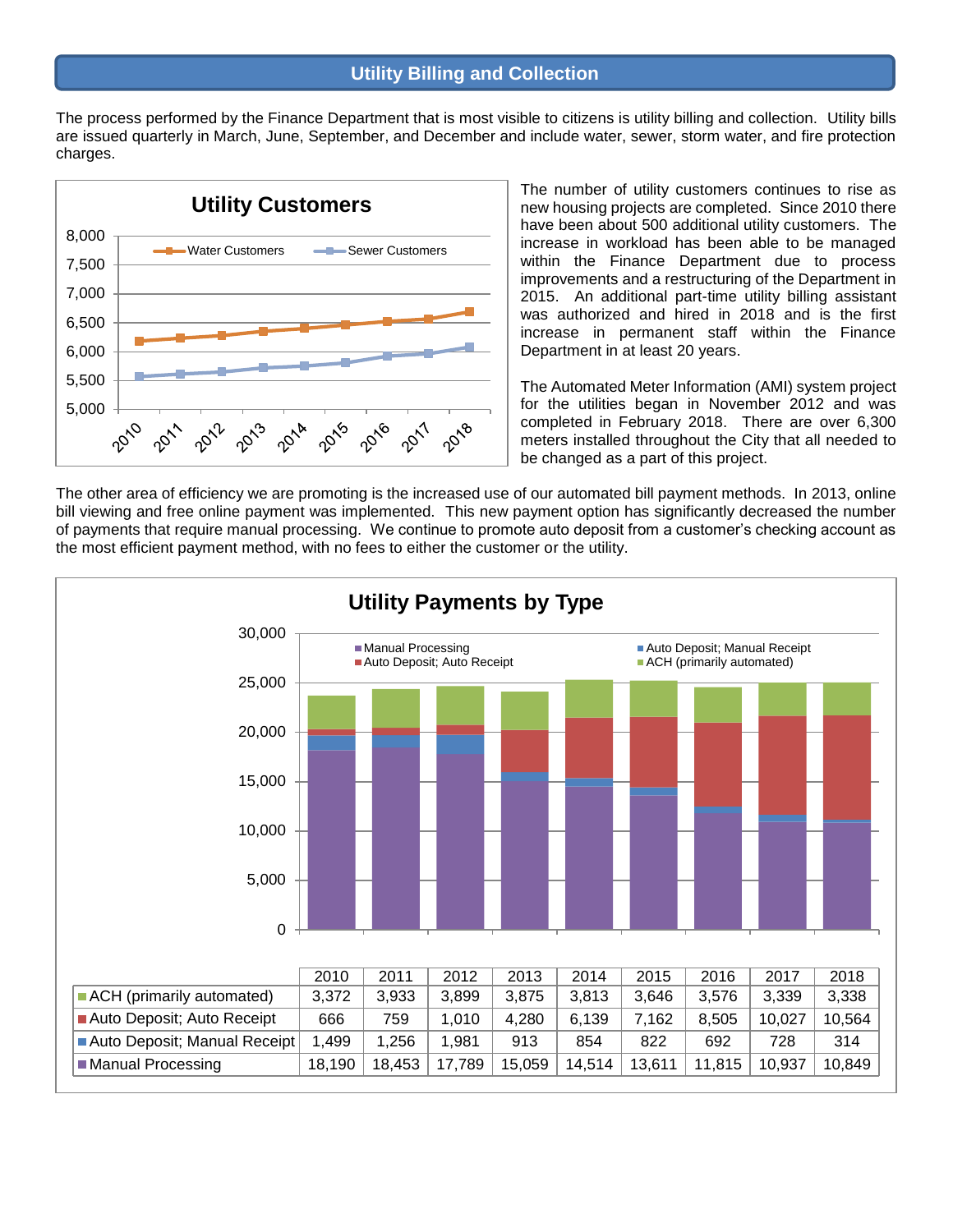## Utility Billing and Collection

The process performed by the Finance Department that is most visible to citizens is utility billing and collection. Utility bills are issued quarterly in March, June, September, and December and include water, sewer, storm water, and fire protection charges.

**Utility Customers**

The number of utility customers continues to rise as new housing projects are completed. Since 2010 there have been about 500 additional utility customers. The increase in workload has been able to be managed within the Finance Department due to process improvements and a restructuring of the Department in 2015. An additional part-time utility billing assistant was authorized and hired in 2018 and is the first increase in permanent staff within the Finance Department in at least 20 years.

The Automated Meter Information (AMI) system project for the utilities began in November 2012 and was completed in February 2018. There are over 6,300 meters installed throughout the City that all needed to be changed as a part of this project.

The other area of efficiency we are promoting is the increased use of our automated bill payment methods. In 2013, online bill viewing and free online payment was implemented. This new payment option has significantly decreased the number of payments that require manual processing. We continue to promote auto deposit from a customer's checking account as the most efficient payment method, with no fees to either the customer or the utility.

**Utility Payments by Type**

| | 2010 | 2011 | 2012 | 2013 | 2014 | 2015 | 2016 | 2017 | 2018 |
|---|---|---|---|---|---|---|---|---|---|
| ACH (primarily automated) | 3,372 | 3,933 | 3,899 | 3,875 | 3,813 | 3,646 | 3,576 | 3,339 | 3,338 |
| Auto Deposit; Auto Receipt | 666 | 759 | 1,010 | 4,280 | 6,139 | 7,162 | 8,505 | 10,027 | 10,564 |
| Auto Deposit; Manual Receipt | 1,499 | 1,256 | 1,981 | 913 | 854 | 822 | 692 | 728 | 314 |
| Manual Processing | 18,190 | 18,453 | 17,789 | 15,059 | 14,514 | 13,611 | 11,815 | 10,937 | 10,849 |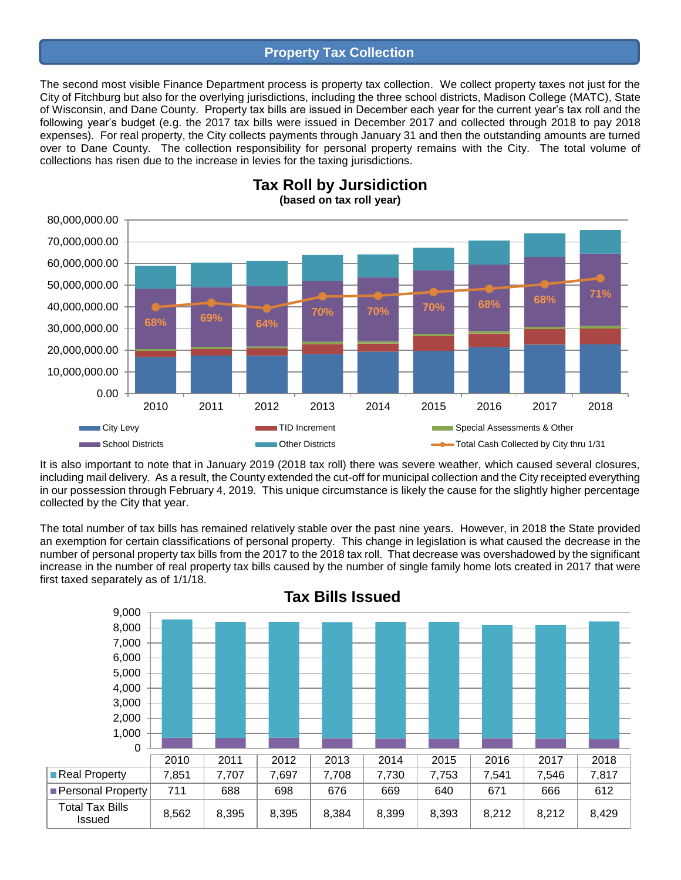## Property Tax Collection

The second most visible Finance Department process is property tax collection. We collect property taxes not just for the City of Fitchburg but also for the overlying jurisdictions, including the three school districts, Madison College (MATC), State of Wisconsin, and Dane County. Property tax bills are issued in December each year for the current year's tax roll and the following year's budget (e.g. the 2017 tax bills were issued in December 2017 and collected through 2018 to pay 2018 expenses). For real property, the City collects payments through January 31 and then the outstanding amounts are turned over to Dane County. The collection responsibility for personal property remains with the City. The total volume of collections has risen due to the increase in levies for the taxing jurisdictions.

**Tax Roll by Jursidiction**
**(based on tax roll year)**

It is also important to note that in January 2019 (2018 tax roll) there was severe weather, which caused several closures, including mail delivery. As a result, the County extended the cut-off for municipal collection and the City receipted everything in our possession through February 4, 2019. This unique circumstance is likely the cause for the slightly higher percentage collected by the City that year.

The total number of tax bills has remained relatively stable over the past nine years. However, in 2018 the State provided an exemption for certain classifications of personal property. This change in legislation is what caused the decrease in the number of personal property tax bills from the 2017 to the 2018 tax roll. That decrease was overshadowed by the significant increase in the number of real property tax bills caused by the number of single family home lots created in 2017 that were first taxed separately as of 1/1/18.

**Tax Bills Issued**

| | 2010 | 2011 | 2012 | 2013 | 2014 | 2015 | 2016 | 2017 | 2018 |
|---|---|---|---|---|---|---|---|---|---|
| Real Property | 7,851 | 7,707 | 7,697 | 7,708 | 7,730 | 7,753 | 7,541 | 7,546 | 7,817 |
| Personal Property | 711 | 688 | 698 | 676 | 669 | 640 | 671 | 666 | 612 |
| Total Tax Bills Issued | 8,562 | 8,395 | 8,395 | 8,384 | 8,399 | 8,393 | 8,212 | 8,212 | 8,429 |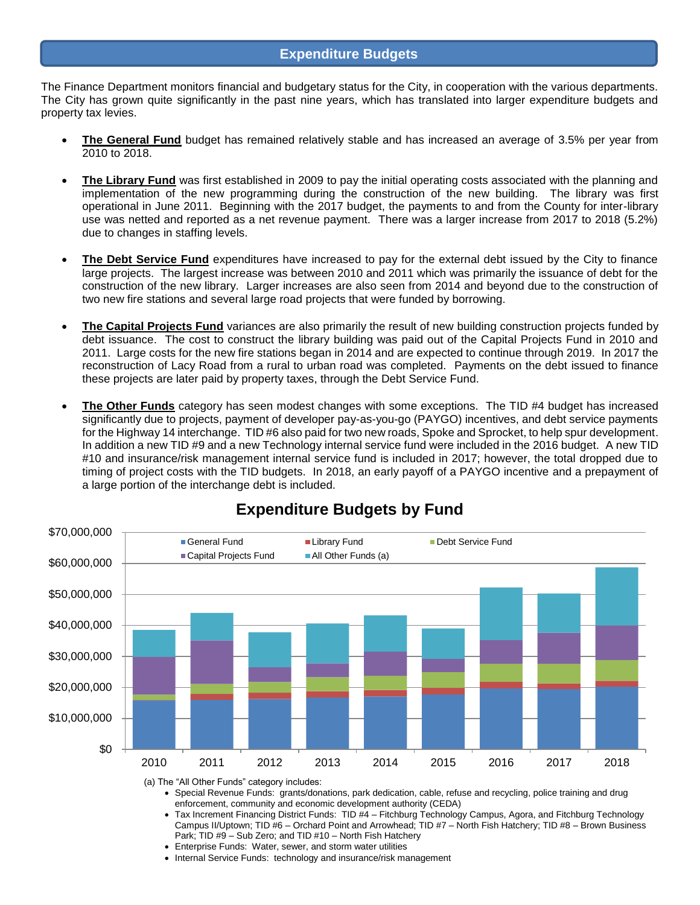## Expenditure Budgets

The Finance Department monitors financial and budgetary status for the City, in cooperation with the various departments. The City has grown quite significantly in the past nine years, which has translated into larger expenditure budgets and property tax levies.

- **The General Fund** budget has remained relatively stable and has increased an average of 3.5% per year from 2010 to 2018.
- **The Library Fund** was first established in 2009 to pay the initial operating costs associated with the planning and implementation of the new programming during the construction of the new building. The library was first operational in June 2011. Beginning with the 2017 budget, the payments to and from the County for inter-library use was netted and reported as a net revenue payment. There was a larger increase from 2017 to 2018 (5.2%) due to changes in staffing levels.
- **The Debt Service Fund** expenditures have increased to pay for the external debt issued by the City to finance large projects. The largest increase was between 2010 and 2011 which was primarily the issuance of debt for the construction of the new library. Larger increases are also seen from 2014 and beyond due to the construction of two new fire stations and several large road projects that were funded by borrowing.
- **The Capital Projects Fund** variances are also primarily the result of new building construction projects funded by debt issuance. The cost to construct the library building was paid out of the Capital Projects Fund in 2010 and 2011. Large costs for the new fire stations began in 2014 and are expected to continue through 2019. In 2017 the reconstruction of Lacy Road from a rural to urban road was completed. Payments on the debt issued to finance these projects are later paid by property taxes, through the Debt Service Fund.
- **The Other Funds** category has seen modest changes with some exceptions. The TID #4 budget has increased significantly due to projects, payment of developer pay-as-you-go (PAYGO) incentives, and debt service payments for the Highway 14 interchange. TID #6 also paid for two new roads, Spoke and Sprocket, to help spur development. In addition a new TID #9 and a new Technology internal service fund were included in the 2016 budget. A new TID #10 and insurance/risk management internal service fund is included in 2017; however, the total dropped due to timing of project costs with the TID budgets. In 2018, an early payoff of a PAYGO incentive and a prepayment of a large portion of the interchange debt is included.

### Expenditure Budgets by Fund

(a) The "All Other Funds" category includes:

- Special Revenue Funds: grants/donations, park dedication, cable, refuse and recycling, police training and drug enforcement, community and economic development authority (CEDA)
- Tax Increment Financing District Funds: TID #4 – Fitchburg Technology Campus, Agora, and Fitchburg Technology Campus II/Uptown; TID #6 – Orchard Point and Arrowhead; TID #7 – North Fish Hatchery; TID #8 – Brown Business Park; TID #9 – Sub Zero; and TID #10 – North Fish Hatchery
- Enterprise Funds: Water, sewer, and storm water utilities
- Internal Service Funds: technology and insurance/risk management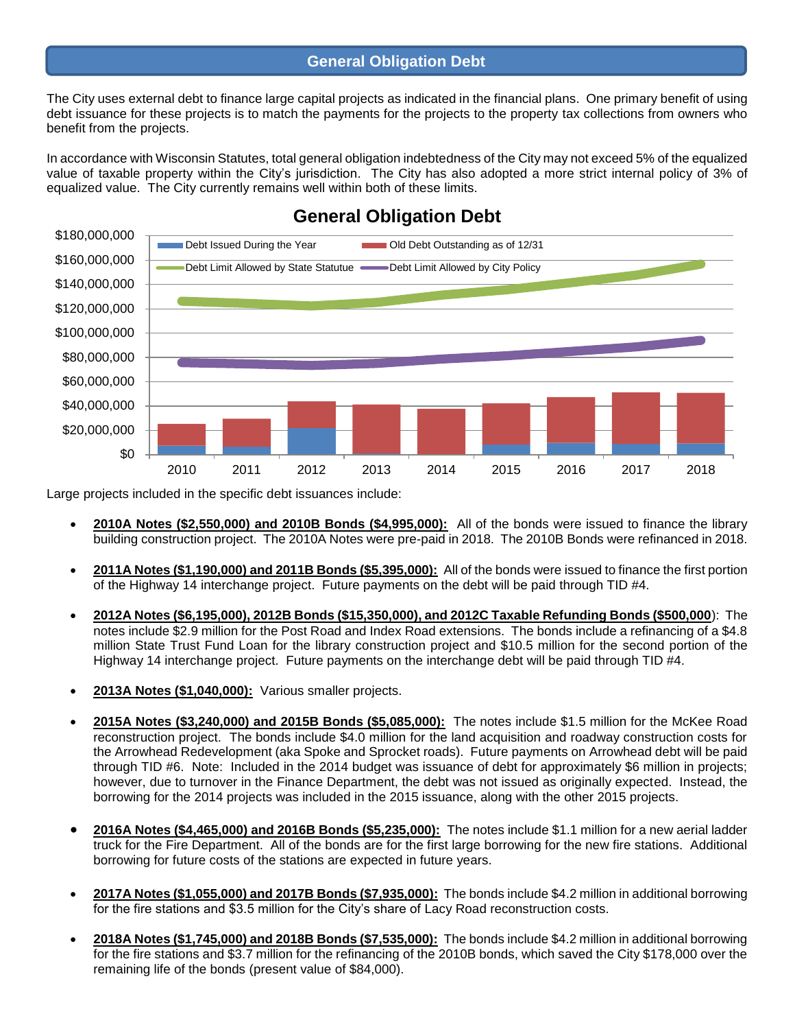## General Obligation Debt

The City uses external debt to finance large capital projects as indicated in the financial plans. One primary benefit of using debt issuance for these projects is to match the payments for the projects to the property tax collections from owners who benefit from the projects.

In accordance with Wisconsin Statutes, total general obligation indebtedness of the City may not exceed 5% of the equalized value of taxable property within the City's jurisdiction. The City has also adopted a more strict internal policy of 3% of equalized value. The City currently remains well within both of these limits.

General Obligation Debt

Debt Issued During the Year
Old Debt Outstanding as of 12/31
Debt Limit Allowed by State Statutue
Debt Limit Allowed by City Policy

$180,000,000
$160,000,000
$140,000,000
$120,000,000
$100,000,000
$80,000,000
$60,000,000
$40,000,000
$20,000,000
$0

2010 2011 2012 2013 2014 2015 2016 2017 2018

Large projects included in the specific debt issuances include:

- **<u>2010A Notes ($2,550,000) and 2010B Bonds ($4,995,000):</u>** All of the bonds were issued to finance the library building construction project. The 2010A Notes were pre-paid in 2018. The 2010B Bonds were refinanced in 2018.

- **<u>2011A Notes ($1,190,000) and 2011B Bonds ($5,395,000):</u>** All of the bonds were issued to finance the first portion of the Highway 14 interchange project. Future payments on the debt will be paid through TID #4.

- **<u>2012A Notes ($6,195,000), 2012B Bonds ($15,350,000), and 2012C Taxable Refunding Bonds ($500,000</u>**): The notes include $2.9 million for the Post Road and Index Road extensions. The bonds include a refinancing of a $4.8 million State Trust Fund Loan for the library construction project and $10.5 million for the second portion of the Highway 14 interchange project. Future payments on the interchange debt will be paid through TID #4.

- **<u>2013A Notes ($1,040,000):</u>** Various smaller projects.

- **<u>2015A Notes ($3,240,000) and 2015B Bonds ($5,085,000):</u>** The notes include $1.5 million for the McKee Road reconstruction project. The bonds include $4.0 million for the land acquisition and roadway construction costs for the Arrowhead Redevelopment (aka Spoke and Sprocket roads). Future payments on Arrowhead debt will be paid through TID #6. Note: Included in the 2014 budget was issuance of debt for approximately $6 million in projects; however, due to turnover in the Finance Department, the debt was not issued as originally expected. Instead, the borrowing for the 2014 projects was included in the 2015 issuance, along with the other 2015 projects.

- **<u>2016A Notes ($4,465,000) and 2016B Bonds ($5,235,000):</u>** The notes include $1.1 million for a new aerial ladder truck for the Fire Department. All of the bonds are for the first large borrowing for the new fire stations. Additional borrowing for future costs of the stations are expected in future years.

- **<u>2017A Notes ($1,055,000) and 2017B Bonds ($7,935,000):</u>** The bonds include $4.2 million in additional borrowing for the fire stations and $3.5 million for the City's share of Lacy Road reconstruction costs.

- **<u>2018A Notes ($1,745,000) and 2018B Bonds ($7,535,000):</u>** The bonds include $4.2 million in additional borrowing for the fire stations and $3.7 million for the refinancing of the 2010B bonds, which saved the City $178,000 over the remaining life of the bonds (present value of $84,000).